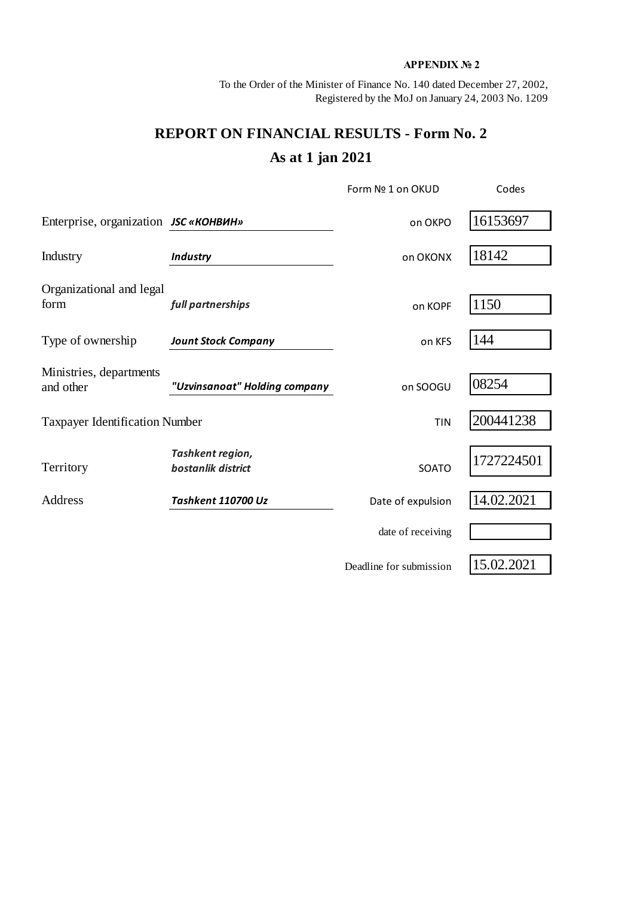**APPENDIX № 2**

To the Order of the Minister of Finance No. 140 dated December 27, 2002,
Registered by the MoJ on January 24, 2003 No. 1209

# REPORT ON FINANCIAL RESULTS - Form No. 2

## As at 1 jan 2021

| | | Form № 1 on OKUD | Codes |
|---|---|---|---|
| Enterprise, organization | ***JSC «КОНВИН»*** | on OKPO | 16153697 |
| Industry | ***Industry*** | on OKONX | 18142 |
| Organizational and legal form | ***full partnerships*** | on KOPF | 1150 |
| Type of ownership | ***Jount Stock Company*** | on KFS | 144 |
| Ministries, departments and other | ***"Uzvinsanoat" Holding company*** | on SOOGU | 08254 |
| Taxpayer Identification Number | | TIN | 200441238 |
| Territory | ***Tashkent region, bostanlik district*** | SOATO | 1727224501 |
| Address | ***Tashkent 110700 Uz*** | Date of expulsion | 14.02.2021 |
| | | date of receiving | |
| | | Deadline for submission | 15.02.2021 |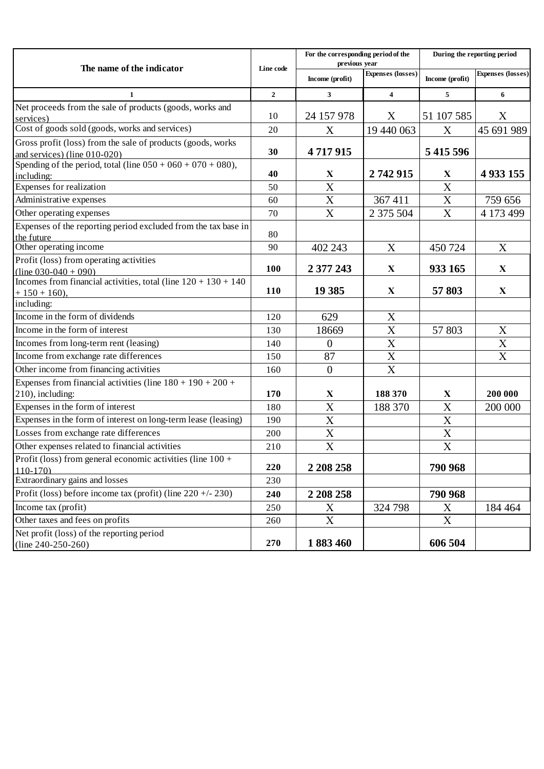| The name of the indicator | Line code | For the corresponding period of the previous year | | During the reporting period | |
|---|---|---|---|---|---|
| | | Income (profit) | Expenses (losses) | Income (profit) | Expenses (losses) |
| 1 | 2 | 3 | 4 | 5 | 6 |
| Net proceeds from the sale of products (goods, works and services) | 10 | 24 157 978 | X | 51 107 585 | X |
| Cost of goods sold (goods, works and services) | 20 | X | 19 440 063 | X | 45 691 989 |
| Gross profit (loss) from the sale of products (goods, works and services) (line 010-020) | **30** | **4 717 915** | | **5 415 596** | |
| Spending of the period, total (line 050 + 060 + 070 + 080), including: | **40** | **X** | **2 742 915** | **X** | **4 933 155** |
| Expenses for realization | 50 | X | | X | |
| Administrative expenses | 60 | X | 367 411 | X | 759 656 |
| Other operating expenses | 70 | X | 2 375 504 | X | 4 173 499 |
| Expenses of the reporting period excluded from the tax base in the future | 80 | | | | |
| Other operating income | 90 | 402 243 | X | 450 724 | X |
| Profit (loss) from operating activities (line 030-040 + 090) | **100** | **2 377 243** | **X** | **933 165** | **X** |
| Incomes from financial activities, total (line 120 + 130 + 140 + 150 + 160), | **110** | **19 385** | **X** | **57 803** | **X** |
| including: | | | | | |
| Income in the form of dividends | 120 | 629 | X | | |
| Income in the form of interest | 130 | 18669 | X | 57 803 | X |
| Incomes from long-term rent (leasing) | 140 | 0 | X | | X |
| Income from exchange rate differences | 150 | 87 | X | | X |
| Other income from financing activities | 160 | 0 | X | | |
| Expenses from financial activities (line 180 + 190 + 200 + 210), including: | **170** | **X** | **188 370** | **X** | **200 000** |
| Expenses in the form of interest | 180 | X | 188 370 | X | 200 000 |
| Expenses in the form of interest on long-term lease (leasing) | 190 | X | | X | |
| Losses from exchange rate differences | 200 | X | | X | |
| Other expenses related to financial activities | 210 | X | | X | |
| Profit (loss) from general economic activities (line 100 + 110-170) | **220** | **2 208 258** | | **790 968** | |
| Extraordinary gains and losses | 230 | | | | |
| Profit (loss) before income tax (profit) (line 220 +/- 230) | **240** | **2 208 258** | | **790 968** | |
| Income tax (profit) | 250 | X | 324 798 | X | 184 464 |
| Other taxes and fees on profits | 260 | X | | X | |
| Net profit (loss) of the reporting period (line 240-250-260) | **270** | **1 883 460** | | **606 504** | |